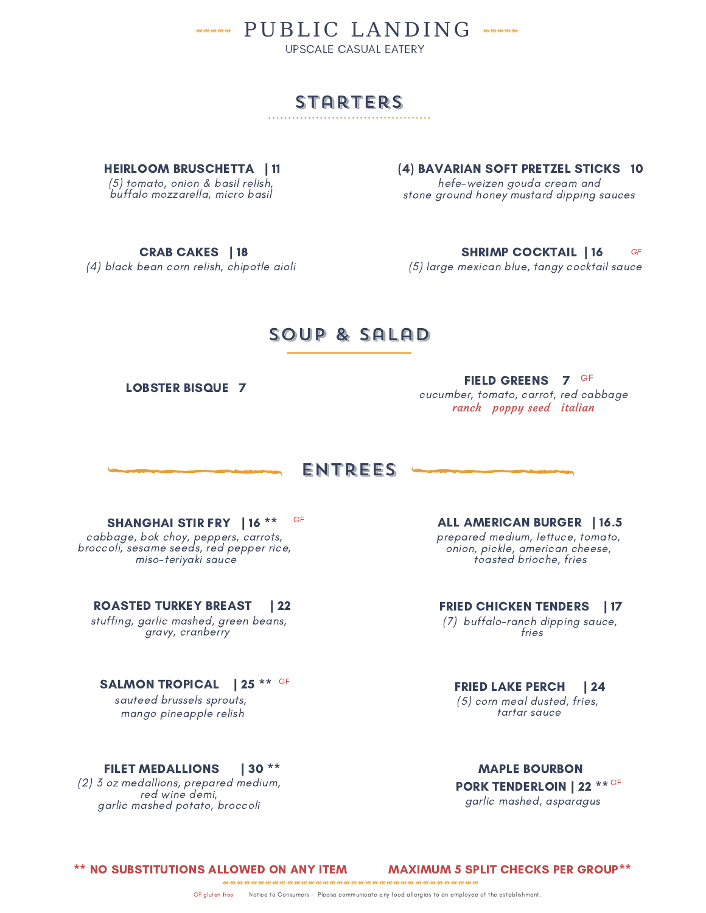# PUBLIC LANDING

UPSCALE CASUAL EATERY

## STARTERS

**HEIRLOOM BRUSCHETTA | 11**
*(5) tomato, onion & basil relish, buffalo mozzarella, micro basil*

**(4) BAVARIAN SOFT PRETZEL STICKS 10**
*hefe-weizen gouda cream and stone ground honey mustard dipping sauces*

**CRAB CAKES | 18**
*(4) black bean corn relish, chipotle aioli*

**SHRIMP COCKTAIL | 16** GF
*(5) large mexican blue, tangy cocktail sauce*

## SOUP & SALAD

**LOBSTER BISQUE 7**

**FIELD GREENS 7** GF
*cucumber, tomato, carrot, red cabbage*
*ranch poppy seed italian*

## ENTREES

**SHANGHAI STIR FRY | 16 **** GF
*cabbage, bok choy, peppers, carrots, broccoli, sesame seeds, red pepper rice, miso-teriyaki sauce*

**ALL AMERICAN BURGER | 16.5**
*prepared medium, lettuce, tomato, onion, pickle, american cheese, toasted brioche, fries*

**ROASTED TURKEY BREAST | 22**
*stuffing, garlic mashed, green beans, gravy, cranberry*

**FRIED CHICKEN TENDERS | 17**
*(7) buffalo-ranch dipping sauce, fries*

**SALMON TROPICAL | 25 **** GF
*sauteed brussels sprouts, mango pineapple relish*

**FRIED LAKE PERCH | 24**
*(5) corn meal dusted, fries, tartar sauce*

**FILET MEDALLIONS | 30 ****
*(2) 3 oz medallions, prepared medium, red wine demi, garlic mashed potato, broccoli*

**MAPLE BOURBON PORK TENDERLOIN | 22 **** GF
*garlic mashed, asparagus*

**** NO SUBSTITUTIONS ALLOWED ON ANY ITEM**

**MAXIMUM 5 SPLIT CHECKS PER GROUP****

GF gluten free

Notice to Consumers - Please communicate any food allergies to an employee of the establishment.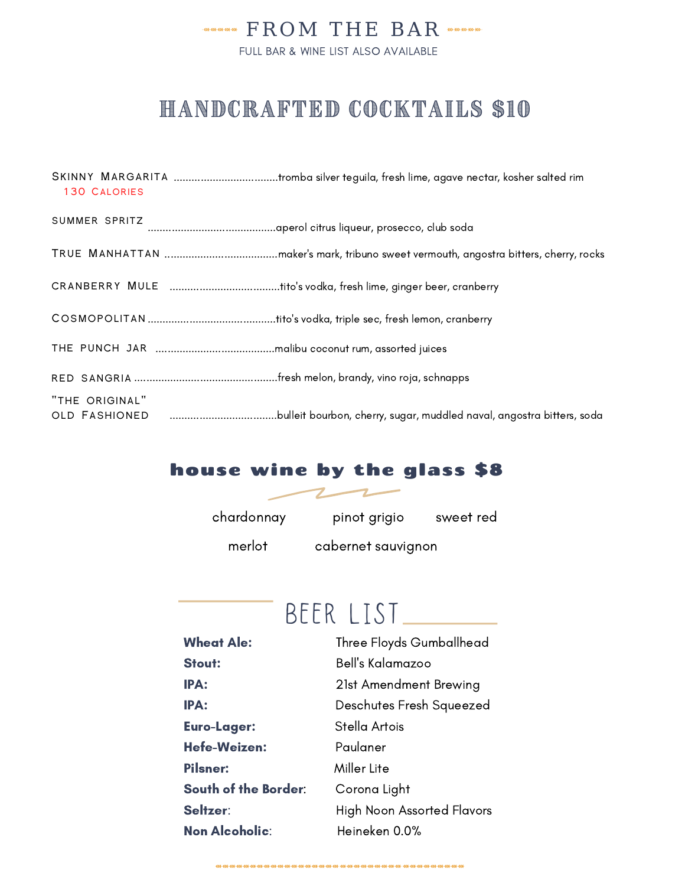# FROM THE BAR

FULL BAR & WINE LIST ALSO AVAILABLE

## HANDCRAFTED COCKTAILS $10

**SKINNY MARGARITA** ....................................tromba silver teguila, fresh lime, agave nectar, kosher salted rim
130 CALORIES

**SUMMER SPRITZ** ...........................................aperol citrus liqueur, prosecco, club soda

**TRUE MANHATTAN** ......................................maker's mark, tribuno sweet vermouth, angostra bitters, cherry, rocks

**CRANBERRY MULE** ......................................tito's vodka, fresh lime, ginger beer, cranberry

**COSMOPOLITAN** ...........................................tito's vodka, triple sec, fresh lemon, cranberry

**THE PUNCH JAR** ..........................................malibu coconut rum, assorted juices

**RED SANGRIA** ................................................fresh melon, brandy, vino roja, schnapps

**"THE ORIGINAL" OLD FASHIONED** ....................................bulleit bourbon, cherry, sugar, muddled naval, angostra bitters, soda

## house wine by the glass $8

chardonnay
pinot grigio
sweet red
merlot
cabernet sauvignon

## BEER LIST

| | |
|---|---|
| **Wheat Ale:** | Three Floyds Gumballhead |
| **Stout:** | Bell's Kalamazoo |
| **IPA:** | 21st Amendment Brewing |
| **IPA:** | Deschutes Fresh Squeezed |
| **Euro-Lager:** | Stella Artois |
| **Hefe-Weizen:** | Paulaner |
| **Pilsner:** | Miller Lite |
| **South of the Border:** | Corona Light |
| **Seltzer:** | High Noon Assorted Flavors |
| **Non Alcoholic:** | Heineken 0.0% |